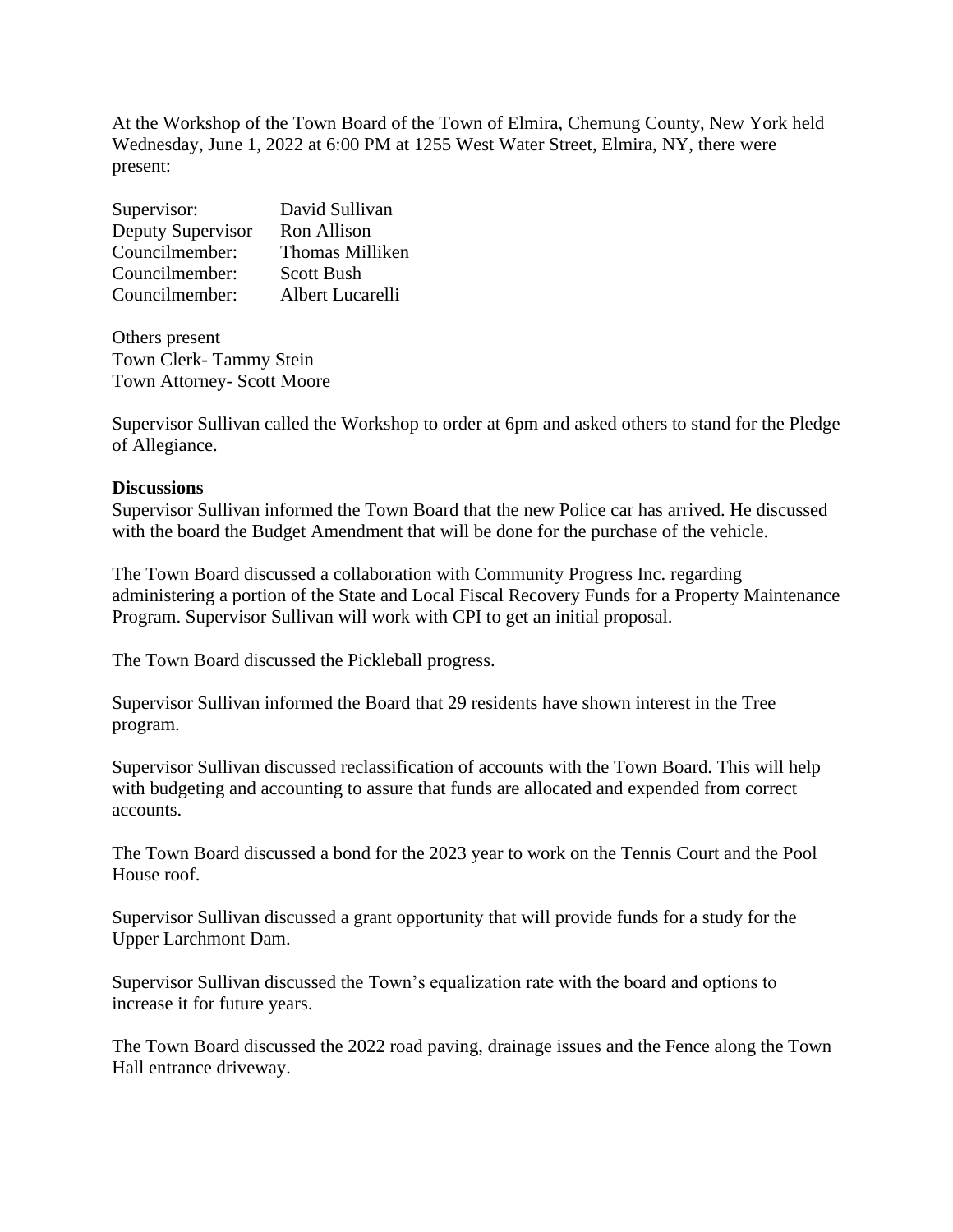At the Workshop of the Town Board of the Town of Elmira, Chemung County, New York held Wednesday, June 1, 2022 at 6:00 PM at 1255 West Water Street, Elmira, NY, there were present:

| | |
|---|---|
| Supervisor: | David Sullivan |
| Deputy Supervisor | Ron Allison |
| Councilmember: | Thomas Milliken |
| Councilmember: | Scott Bush |
| Councilmember: | Albert Lucarelli |

Others present
Town Clerk- Tammy Stein
Town Attorney- Scott Moore

Supervisor Sullivan called the Workshop to order at 6pm and asked others to stand for the Pledge of Allegiance.

**Discussions**

Supervisor Sullivan informed the Town Board that the new Police car has arrived. He discussed with the board the Budget Amendment that will be done for the purchase of the vehicle.

The Town Board discussed a collaboration with Community Progress Inc. regarding administering a portion of the State and Local Fiscal Recovery Funds for a Property Maintenance Program. Supervisor Sullivan will work with CPI to get an initial proposal.

The Town Board discussed the Pickleball progress.

Supervisor Sullivan informed the Board that 29 residents have shown interest in the Tree program.

Supervisor Sullivan discussed reclassification of accounts with the Town Board. This will help with budgeting and accounting to assure that funds are allocated and expended from correct accounts.

The Town Board discussed a bond for the 2023 year to work on the Tennis Court and the Pool House roof.

Supervisor Sullivan discussed a grant opportunity that will provide funds for a study for the Upper Larchmont Dam.

Supervisor Sullivan discussed the Town's equalization rate with the board and options to increase it for future years.

The Town Board discussed the 2022 road paving, drainage issues and the Fence along the Town Hall entrance driveway.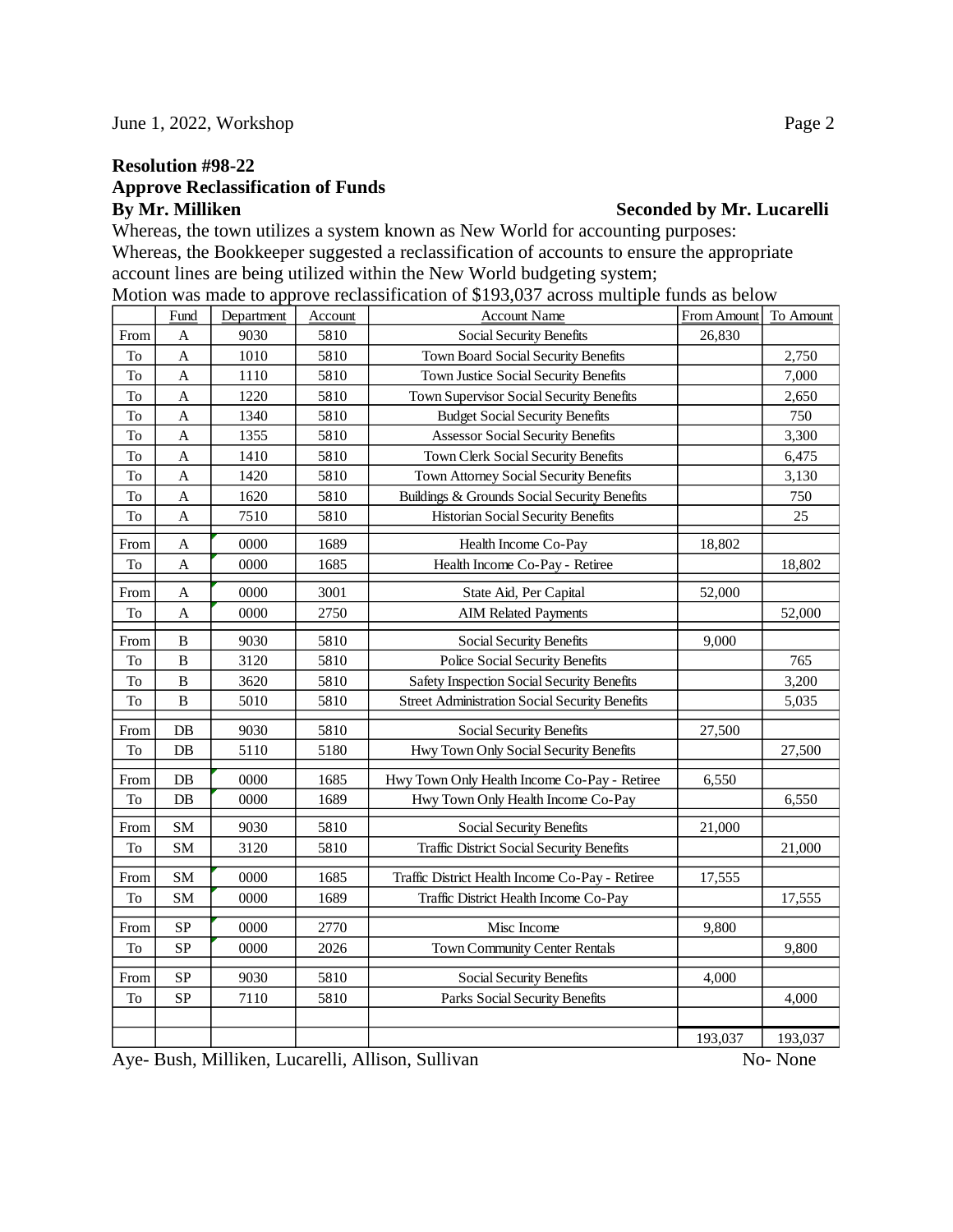### Resolution #98-22

**Approve Reclassification of Funds**

**By Mr. Milliken** **Seconded by Mr. Lucarelli**

Whereas, the town utilizes a system known as New World for accounting purposes:
Whereas, the Bookkeeper suggested a reclassification of accounts to ensure the appropriate account lines are being utilized within the New World budgeting system;
Motion was made to approve reclassification of $193,037 across multiple funds as below

| | Fund | Department | Account | Account Name | From Amount | To Amount |
|---|---|---|---|---|---|---|
| From | A | 9030 | 5810 | Social Security Benefits | 26,830 | |
| To | A | 1010 | 5810 | Town Board Social Security Benefits | | 2,750 |
| To | A | 1110 | 5810 | Town Justice Social Security Benefits | | 7,000 |
| To | A | 1220 | 5810 | Town Supervisor Social Security Benefits | | 2,650 |
| To | A | 1340 | 5810 | Budget Social Security Benefits | | 750 |
| To | A | 1355 | 5810 | Assessor Social Security Benefits | | 3,300 |
| To | A | 1410 | 5810 | Town Clerk Social Security Benefits | | 6,475 |
| To | A | 1420 | 5810 | Town Attorney Social Security Benefits | | 3,130 |
| To | A | 1620 | 5810 | Buildings & Grounds Social Security Benefits | | 750 |
| To | A | 7510 | 5810 | Historian Social Security Benefits | | 25 |
| From | A | 0000 | 1689 | Health Income Co-Pay | 18,802 | |
| To | A | 0000 | 1685 | Health Income Co-Pay - Retiree | | 18,802 |
| From | A | 0000 | 3001 | State Aid, Per Capital | 52,000 | |
| To | A | 0000 | 2750 | AIM Related Payments | | 52,000 |
| From | B | 9030 | 5810 | Social Security Benefits | 9,000 | |
| To | B | 3120 | 5810 | Police Social Security Benefits | | 765 |
| To | B | 3620 | 5810 | Safety Inspection Social Security Benefits | | 3,200 |
| To | B | 5010 | 5810 | Street Administration Social Security Benefits | | 5,035 |
| From | DB | 9030 | 5810 | Social Security Benefits | 27,500 | |
| To | DB | 5110 | 5180 | Hwy Town Only Social Security Benefits | | 27,500 |
| From | DB | 0000 | 1685 | Hwy Town Only Health Income Co-Pay - Retiree | 6,550 | |
| To | DB | 0000 | 1689 | Hwy Town Only Health Income Co-Pay | | 6,550 |
| From | SM | 9030 | 5810 | Social Security Benefits | 21,000 | |
| To | SM | 3120 | 5810 | Traffic District Social Security Benefits | | 21,000 |
| From | SM | 0000 | 1685 | Traffic District Health Income Co-Pay - Retiree | 17,555 | |
| To | SM | 0000 | 1689 | Traffic District Health Income Co-Pay | | 17,555 |
| From | SP | 0000 | 2770 | Misc Income | 9,800 | |
| To | SP | 0000 | 2026 | Town Community Center Rentals | | 9,800 |
| From | SP | 9030 | 5810 | Social Security Benefits | 4,000 | |
| To | SP | 7110 | 5810 | Parks Social Security Benefits | | 4,000 |
| | | | | | 193,037 | 193,037 |

Aye- Bush, Milliken, Lucarelli, Allison, Sullivan No- None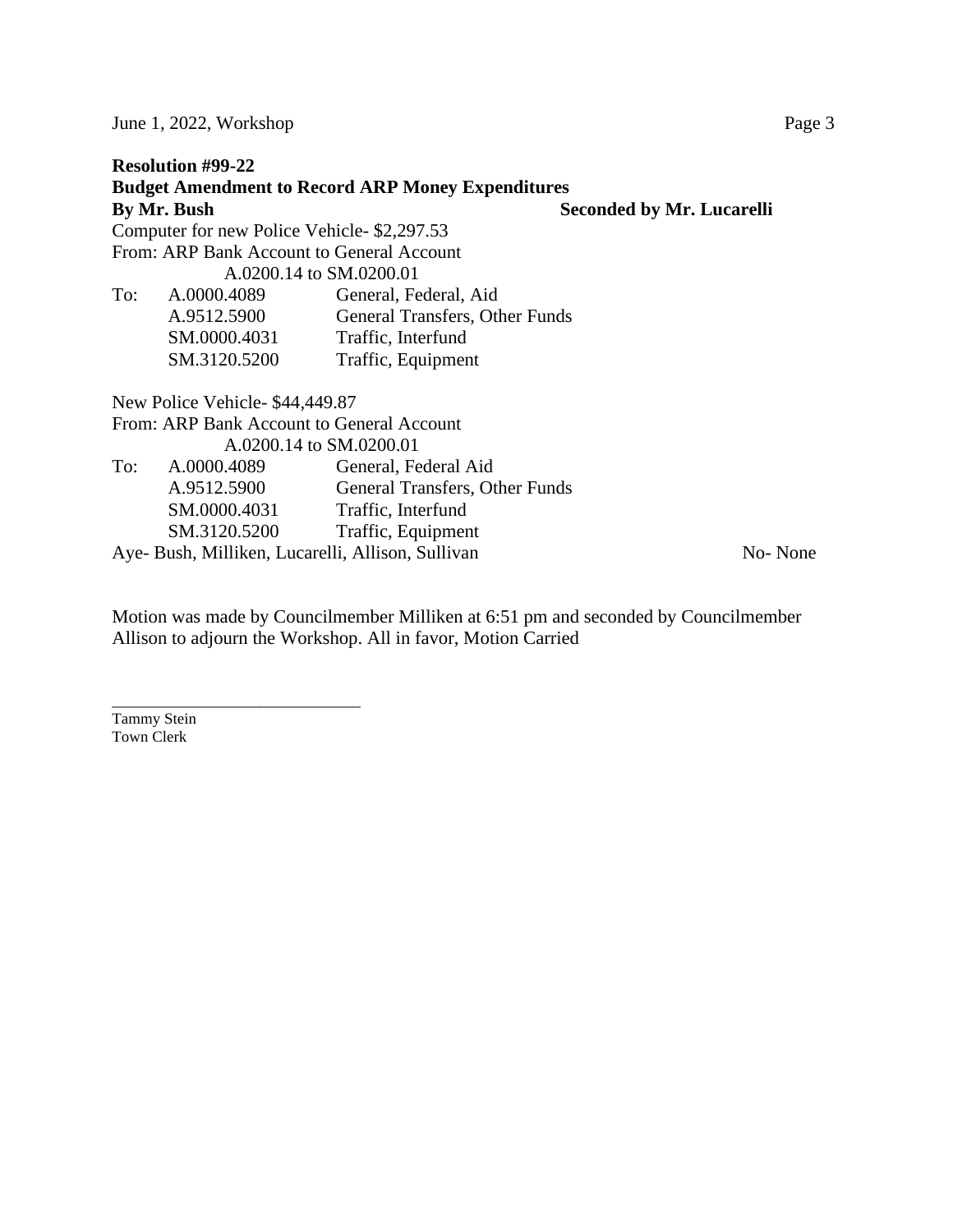**Resolution #99-22**
**Budget Amendment to Record ARP Money Expenditures**
**By Mr. Bush** **Seconded by Mr. Lucarelli**

Computer for new Police Vehicle- $2,297.53
From: ARP Bank Account to General Account
A.0200.14 to SM.0200.01

| | | |
|---|---|---|
| To: | A.0000.4089 | General, Federal, Aid |
| | A.9512.5900 | General Transfers, Other Funds |
| | SM.0000.4031 | Traffic, Interfund |
| | SM.3120.5200 | Traffic, Equipment |

New Police Vehicle- $44,449.87
From: ARP Bank Account to General Account
A.0200.14 to SM.0200.01

| | | |
|---|---|---|
| To: | A.0000.4089 | General, Federal Aid |
| | A.9512.5900 | General Transfers, Other Funds |
| | SM.0000.4031 | Traffic, Interfund |
| | SM.3120.5200 | Traffic, Equipment |

Aye- Bush, Milliken, Lucarelli, Allison, Sullivan No- None

Motion was made by Councilmember Milliken at 6:51 pm and seconded by Councilmember Allison to adjourn the Workshop. All in favor, Motion Carried

\_\_\_\_\_\_\_\_\_\_\_\_\_\_\_\_\_\_\_\_\_\_\_\_\_\_\_\_\_\_
Tammy Stein
Town Clerk